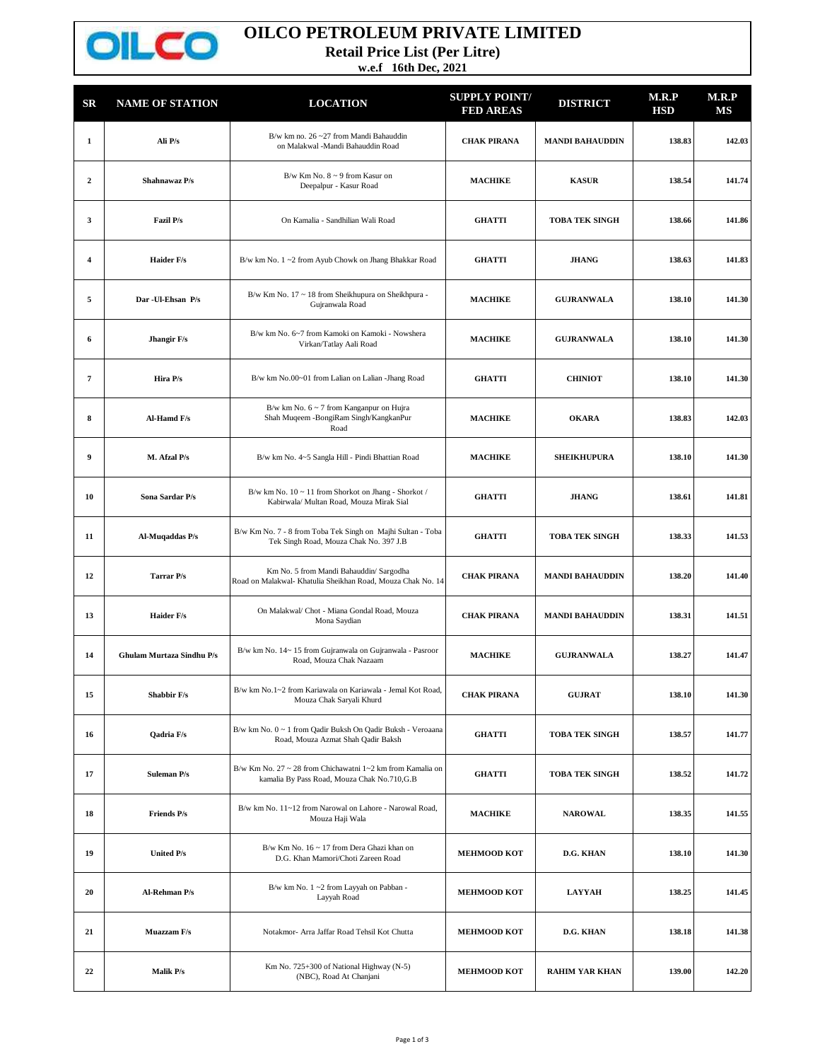# OILCO PETROLEUM PRIVATE LIMITED

## Retail Price List (Per Litre)

**w.e.f 16th Dec, 2021**

| SR | NAME OF STATION | LOCATION | SUPPLY POINT/ FED AREAS | DISTRICT | M.R.P HSD | M.R.P MS |
|---|---|---|---|---|---|---|
| 1 | Ali P/s | B/w km no. 26 ~27 from Mandi Bahauddin on Malakwal -Mandi Bahauddin Road | CHAK PIRANA | MANDI BAHAUDDIN | 138.83 | 142.03 |
| 2 | Shahnawaz P/s | B/w Km No. 8 ~ 9 from Kasur on Deepalpur - Kasur Road | MACHIKE | KASUR | 138.54 | 141.74 |
| 3 | Fazil P/s | On Kamalia - Sandhilian Wali Road | GHATTI | TOBA TEK SINGH | 138.66 | 141.86 |
| 4 | Haider F/s | B/w km No. 1 ~2 from Ayub Chowk on Jhang Bhakkar Road | GHATTI | JHANG | 138.63 | 141.83 |
| 5 | Dar -Ul-Ehsan P/s | B/w Km No. 17 ~ 18 from Sheikhupura on Sheikhpura - Gujranwala Road | MACHIKE | GUJRANWALA | 138.10 | 141.30 |
| 6 | Jhangir F/s | B/w km No. 6~7 from Kamoki on Kamoki - Nowshera Virkan/Tatlay Aali Road | MACHIKE | GUJRANWALA | 138.10 | 141.30 |
| 7 | Hira P/s | B/w km No.00~01 from Lalian on Lalian -Jhang Road | GHATTI | CHINIOT | 138.10 | 141.30 |
| 8 | Al-Hamd F/s | B/w km No. 6 ~ 7 from Kanganpur on Hujra Shah Muqeem -BongiRam Singh/KangkanPur Road | MACHIKE | OKARA | 138.83 | 142.03 |
| 9 | M. Afzal P/s | B/w km No. 4~5 Sangla Hill - Pindi Bhattian Road | MACHIKE | SHEIKHUPURA | 138.10 | 141.30 |
| 10 | Sona Sardar P/s | B/w km No. 10 ~ 11 from Shorkot on Jhang - Shorkot / Kabirwala/ Multan Road, Mouza Mirak Sial | GHATTI | JHANG | 138.61 | 141.81 |
| 11 | Al-Muqaddas P/s | B/w Km No. 7 - 8 from Toba Tek Singh on Majhi Sultan - Toba Tek Singh Road, Mouza Chak No. 397 J.B | GHATTI | TOBA TEK SINGH | 138.33 | 141.53 |
| 12 | Tarrar P/s | Km No. 5 from Mandi Bahauddin/ Sargodha Road on Malakwal- Khatulia Sheikhan Road, Mouza Chak No. 14 | CHAK PIRANA | MANDI BAHAUDDIN | 138.20 | 141.40 |
| 13 | Haider F/s | On Malakwal/ Chot - Miana Gondal Road, Mouza Mona Saydian | CHAK PIRANA | MANDI BAHAUDDIN | 138.31 | 141.51 |
| 14 | Ghulam Murtaza Sindhu P/s | B/w km No. 14~ 15 from Gujranwala on Gujranwala - Pasroor Road, Mouza Chak Nazaam | MACHIKE | GUJRANWALA | 138.27 | 141.47 |
| 15 | Shabbir F/s | B/w km No.1~2 from Kariawala on Kariawala - Jemal Kot Road, Mouza Chak Saryali Khurd | CHAK PIRANA | GUJRAT | 138.10 | 141.30 |
| 16 | Qadria F/s | B/w km No. 0 ~ 1 from Qadir Buksh On Qadir Buksh - Veroaana Road, Mouza Azmat Shah Qadir Baksh | GHATTI | TOBA TEK SINGH | 138.57 | 141.77 |
| 17 | Suleman P/s | B/w Km No. 27 ~ 28 from Chichawatni 1~2 km from Kamalia on kamalia By Pass Road, Mouza Chak No.710,G.B | GHATTI | TOBA TEK SINGH | 138.52 | 141.72 |
| 18 | Friends P/s | B/w km No. 11~12 from Narowal on Lahore - Narowal Road, Mouza Haji Wala | MACHIKE | NAROWAL | 138.35 | 141.55 |
| 19 | United P/s | B/w Km No. 16 ~ 17 from Dera Ghazi khan on D.G. Khan Mamori/Choti Zareen Road | MEHMOOD KOT | D.G. KHAN | 138.10 | 141.30 |
| 20 | Al-Rehman P/s | B/w km No. 1 ~2 from Layyah on Pabban - Layyah Road | MEHMOOD KOT | LAYYAH | 138.25 | 141.45 |
| 21 | Muazzam F/s | Notakmor- Arra Jaffar Road Tehsil Kot Chutta | MEHMOOD KOT | D.G. KHAN | 138.18 | 141.38 |
| 22 | Malik P/s | Km No. 725+300 of National Highway (N-5) (NBC), Road At Chanjani | MEHMOOD KOT | RAHIM YAR KHAN | 139.00 | 142.20 |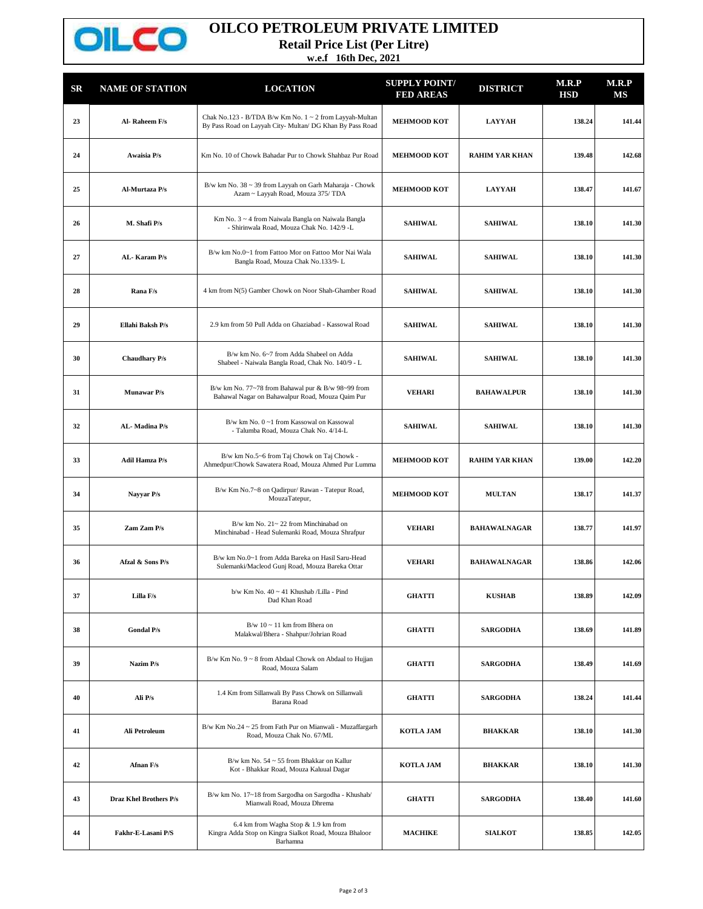# OILCO PETROLEUM PRIVATE LIMITED

## Retail Price List (Per Litre)

**w.e.f 16th Dec, 2021**

| SR | NAME OF STATION | LOCATION | SUPPLY POINT/ FED AREAS | DISTRICT | M.R.P HSD | M.R.P MS |
|---|---|---|---|---|---|---|
| 23 | Al- Raheem F/s | Chak No.123 - B/TDA B/w Km No. 1 ~ 2 from Layyah-Multan By Pass Road on Layyah City- Multan/ DG Khan By Pass Road | MEHMOOD KOT | LAYYAH | 138.24 | 141.44 |
| 24 | Awaisia P/s | Km No. 10 of Chowk Bahadar Pur to Chowk Shahbaz Pur Road | MEHMOOD KOT | RAHIM YAR KHAN | 139.48 | 142.68 |
| 25 | Al-Murtaza P/s | B/w km No. 38 ~ 39 from Layyah on Garh Maharaja - Chowk Azam ~ Layyah Road, Mouza 375/ TDA | MEHMOOD KOT | LAYYAH | 138.47 | 141.67 |
| 26 | M. Shafi P/s | Km No. 3 ~ 4 from Naiwala Bangla on Naiwala Bangla - Shirinwala Road, Mouza Chak No. 142/9 -L | SAHIWAL | SAHIWAL | 138.10 | 141.30 |
| 27 | AL- Karam P/s | B/w km No.0~1 from Fattoo Mor on Fattoo Mor Nai Wala Bangla Road, Mouza Chak No.133/9- L | SAHIWAL | SAHIWAL | 138.10 | 141.30 |
| 28 | Rana F/s | 4 km from N(5) Gamber Chowk on Noor Shah-Ghamber Road | SAHIWAL | SAHIWAL | 138.10 | 141.30 |
| 29 | Ellahi Baksh P/s | 2.9 km from 50 Pull Adda on Ghaziabad - Kassowal Road | SAHIWAL | SAHIWAL | 138.10 | 141.30 |
| 30 | Chaudhary P/s | B/w km No. 6~7 from Adda Shabeel on Adda Shabeel - Naiwala Bangla Road, Chak No. 140/9 - L | SAHIWAL | SAHIWAL | 138.10 | 141.30 |
| 31 | Munawar P/s | B/w km No. 77~78 from Bahawal pur & B/w 98~99 from Bahawal Nagar on Bahawalpur Road, Mouza Qaim Pur | VEHARI | BAHAWALPUR | 138.10 | 141.30 |
| 32 | AL- Madina P/s | B/w km No. 0 ~1 from Kassowal on Kassowal - Talumba Road, Mouza Chak No. 4/14-L | SAHIWAL | SAHIWAL | 138.10 | 141.30 |
| 33 | Adil Hamza P/s | B/w km No.5~6 from Taj Chowk on Taj Chowk - Ahmedpur/Chowk Sawatera Road, Mouza Ahmed Pur Lumma | MEHMOOD KOT | RAHIM YAR KHAN | 139.00 | 142.20 |
| 34 | Nayyar P/s | B/w Km No.7~8 on Qadirpur/ Rawan - Tatepur Road, MouzaTatepur, | MEHMOOD KOT | MULTAN | 138.17 | 141.37 |
| 35 | Zam Zam P/s | B/w km No. 21~ 22 from Minchinabad on Minchinabad - Head Sulemanki Road, Mouza Shrafpur | VEHARI | BAHAWALNAGAR | 138.77 | 141.97 |
| 36 | Afzal & Sons P/s | B/w km No.0~1 from Adda Bareka on Hasil Saru-Head Sulemanki/Macleod Gunj Road, Mouza Bareka Ottar | VEHARI | BAHAWALNAGAR | 138.86 | 142.06 |
| 37 | Lilla F/s | b/w Km No. 40 ~ 41 Khushab /Lilla - Pind Dad Khan Road | GHATTI | KUSHAB | 138.89 | 142.09 |
| 38 | Gondal P/s | B/w 10 ~ 11 km from Bhera on Malakwal/Bhera - Shahpur/Johrian Road | GHATTI | SARGODHA | 138.69 | 141.89 |
| 39 | Nazim P/s | B/w Km No. 9 ~ 8 from Abdaal Chowk on Abdaal to Hujjan Road, Mouza Salam | GHATTI | SARGODHA | 138.49 | 141.69 |
| 40 | Ali P/s | 1.4 Km from Sillanwali By Pass Chowk on Sillanwali Barana Road | GHATTI | SARGODHA | 138.24 | 141.44 |
| 41 | Ali Petroleum | B/w Km No.24 ~ 25 from Fath Pur on Mianwali - Muzaffargarh Road, Mouza Chak No. 67/ML | KOTLA JAM | BHAKKAR | 138.10 | 141.30 |
| 42 | Afnan F/s | B/w km No. 54 ~ 55 from Bhakkar on Kallur Kot - Bhakkar Road, Mouza Kaluual Dagar | KOTLA JAM | BHAKKAR | 138.10 | 141.30 |
| 43 | Draz Khel Brothers P/s | B/w km No. 17~18 from Sargodha on Sargodha - Khushab/ Mianwali Road, Mouza Dhrema | GHATTI | SARGODHA | 138.40 | 141.60 |
| 44 | Fakhr-E-Lasani P/S | 6.4 km from Wagha Stop & 1.9 km from Kingra Adda Stop on Kingra Sialkot Road, Mouza Bhaloor Barhamna | MACHIKE | SIALKOT | 138.85 | 142.05 |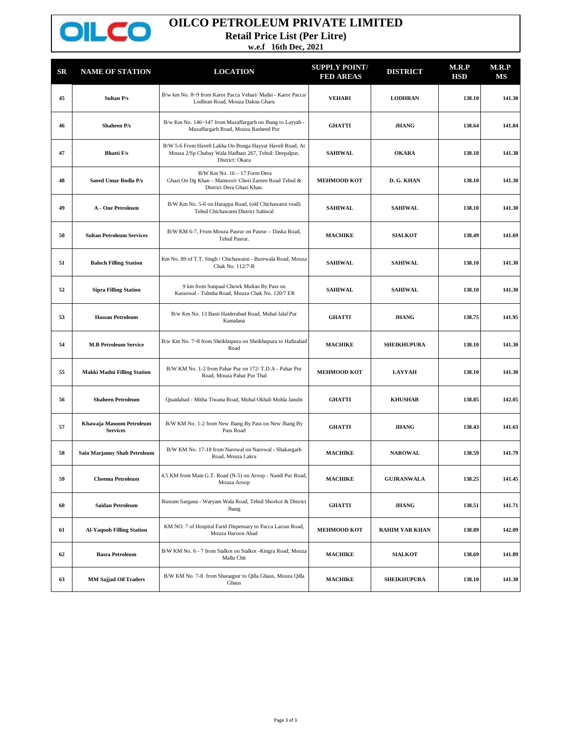# OILCO PETROLEUM PRIVATE LIMITED

## Retail Price List (Per Litre)

**w.e.f 16th Dec, 2021**

| SR | NAME OF STATION | LOCATION | SUPPLY POINT/ FED AREAS | DISTRICT | M.R.P HSD | M.R.P MS |
|---|---|---|---|---|---|---|
| 45 | Sultan P/s | B/w km No. 8~9 from Karor Pacca Vehari/ Mailsi - Karor Pacca/ Lodhran Road, Mouza Dakna Gharu | VEHARI | LODHRAN | 138.10 | 141.30 |
| 46 | Shaheen P/s | B/w Km No. 146~147 from Muzaffargarh on Jhang to Layyah - Muzaffargarh Road, Mouza Rasheed Pur | GHATTI | JHANG | 138.64 | 141.84 |
| 47 | Bhatti F/s | B/W 5-6 From Haveli Lakha On Bonga Hayyat Haveli Road, At Mouza 2/Sp Chabay Wala Hadbast 267, Tehsil: Deepalpur, District: Okara | SAHIWAL | OKARA | 138.18 | 141.38 |
| 48 | Saeed Umar Bodla P/s | B/W Km No. 16 – 17 Form Dera Ghazi On Dg Khan – Mamoori/ Choti Zareen Road Tehsil & District Dera Ghazi Khan. | MEHMOOD KOT | D. G. KHAN | 138.10 | 141.30 |
| 49 | A - One Petroleum | B/W Km No. 5-6 on Harappa Road, (old Chichawatni road) Tehsil Chichawatni District Sahiwal | SAHIWAL | SAHIWAL | 138.10 | 141.30 |
| 50 | Sultan Petroleum Services | B/W KM 6-7, From Mouza Pasrur on Pasrur – Daska Road, Tehsil Pasrur. | MACHIKE | SIALKOT | 138.49 | 141.69 |
| 51 | Baloch Filling Station | Km No. 89 of T.T. Singh / Chichawatni - Burewala Road, Mouza Chak No. 112/7-R | SAHIWAL | SAHIWAL | 138.10 | 141.30 |
| 52 | Sipra Filling Station | 9 km from Sunpaal Chowk Multan By Pass on Kassowal - Tulmba Road, Mouza Chak No. 120/7 ER | SAHIWAL | SAHIWAL | 138.10 | 141.30 |
| 53 | Hassan Petroleum | B/w Km No. 13 Basti Haiderabad Road, Muhal Jalal Pur Kamalana | GHATTI | JHANG | 138.75 | 141.95 |
| 54 | M.B Petroleum Service | B/w Km No. 7~8 from Sheikhupura on Sheikhupura to Hafizabad Road | MACHIKE | SHEIKHUPURA | 138.10 | 141.30 |
| 55 | Makki Madni Filling Station | B/W KM No. 1-2 from Pahar Pur on 172/ T.D.A - Pahar Pur Road, Mouza Pahar Pur Thal | MEHMOOD KOT | LAYYAH | 138.10 | 141.30 |
| 56 | Shaheen Petroleum | Quaidabad - Mitha Tiwana Road, Muhal Okhali Mohla Janubi | GHATTI | KHUSHAB | 138.85 | 142.05 |
| 57 | Khawaja Masoom Petroleum Services | B/W KM No. 1-2 from New Jhang By Pass on New Jhang By Pass Road | GHATTI | JHANG | 138.43 | 141.63 |
| 58 | Sain Marjanny Shah Petroleum | B/W KM No. 17-18 from Narowal on Narowal - Shakargarh Road, Mouza Lakra | MACHIKE | NAROWAL | 138.59 | 141.79 |
| 59 | Cheema Petroleum | 4.5 KM from Main G.T. Road (N-5) on Aroop - Nandi Pur Road, Mouza Aroop | MACHIKE | GUJRANWALA | 138.25 | 141.45 |
| 60 | Saidan Petroleum | Rustam Sargana - Waryam Wala Road, Tehsil Shorkot & District Jhang | GHATTI | JHANG | 138.51 | 141.71 |
| 61 | Al-Yaqoob Filling Station | KM NO. 7 of Hospital Farid Dispensary to Pacca Larran Road, Mouza Haroon Abad | MEHMOOD KOT | RAHIM YAR KHAN | 138.89 | 142.09 |
| 62 | Basra Petroleum | B/W KM No. 6 - 7 from Sialkot on Sialkot -Kingra Road, Mouza Mallu Chit | MACHIKE | SIALKOT | 138.69 | 141.89 |
| 63 | MM Sajjad Oil Traders | B/W KM No. 7-8 from Sharaqpur to Qilla Ghaus, Mouza Qilla Ghaus | MACHIKE | SHEIKHUPURA | 138.10 | 141.30 |